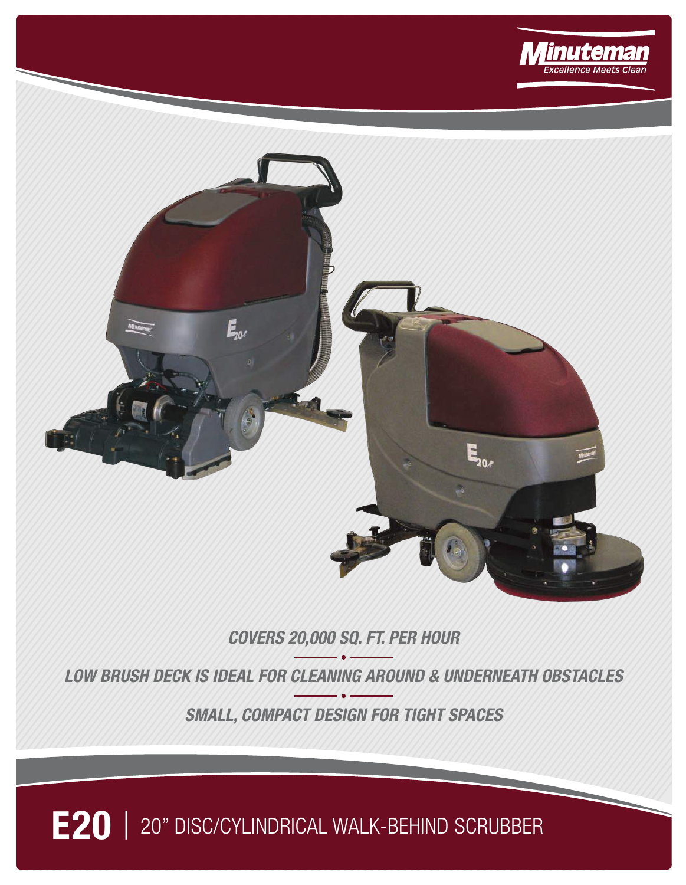**Minuteman**
*Excellence Meets Clean*

***COVERS 20,000 SQ. FT. PER HOUR***

***LOW BRUSH DECK IS IDEAL FOR CLEANING AROUND & UNDERNEATH OBSTACLES***

***SMALL, COMPACT DESIGN FOR TIGHT SPACES***

# E20 | 20" DISC/CYLINDRICAL WALK-BEHIND SCRUBBER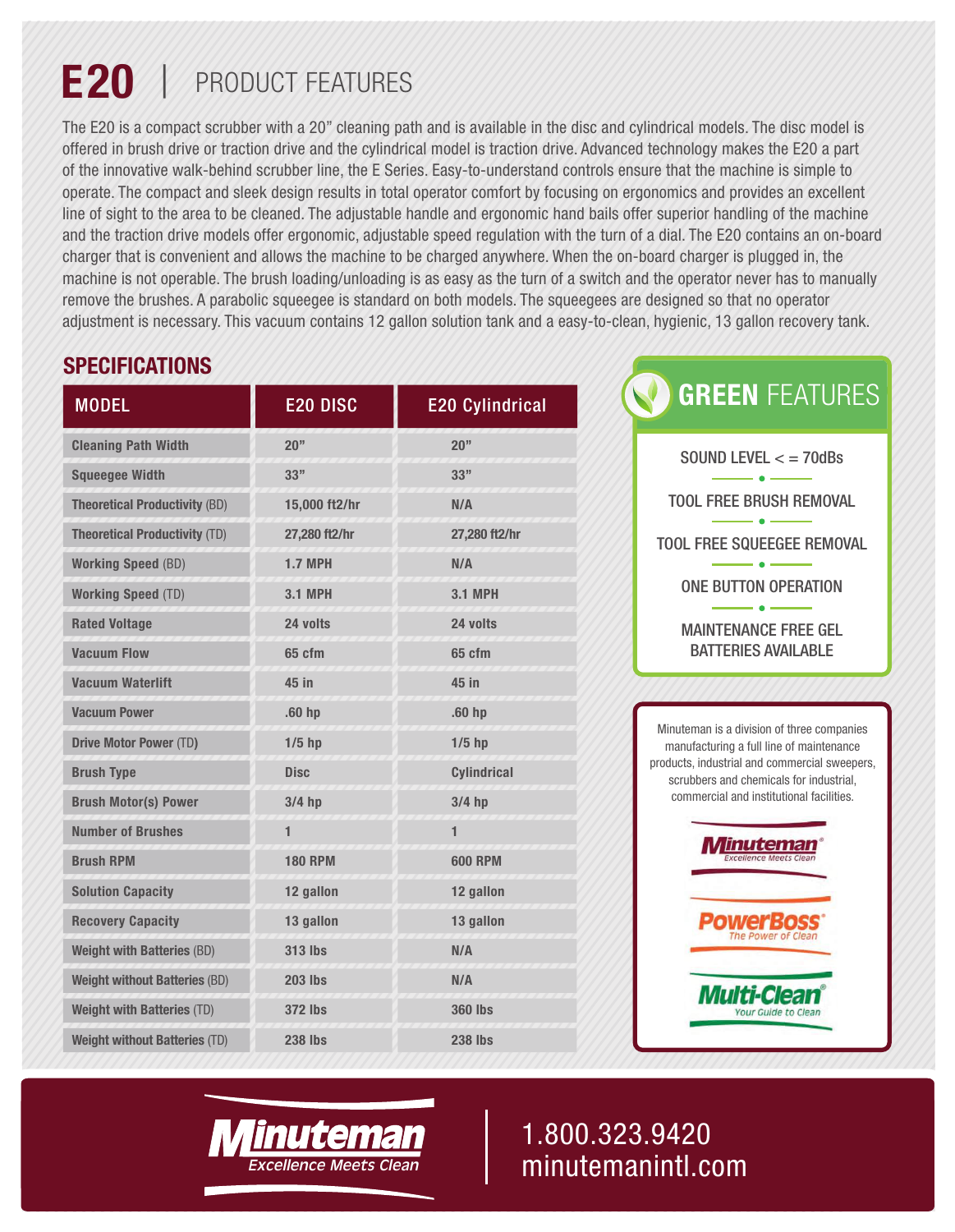# E20 | PRODUCT FEATURES

The E20 is a compact scrubber with a 20" cleaning path and is available in the disc and cylindrical models. The disc model is offered in brush drive or traction drive and the cylindrical model is traction drive. Advanced technology makes the E20 a part of the innovative walk-behind scrubber line, the E Series. Easy-to-understand controls ensure that the machine is simple to operate. The compact and sleek design results in total operator comfort by focusing on ergonomics and provides an excellent line of sight to the area to be cleaned. The adjustable handle and ergonomic hand bails offer superior handling of the machine and the traction drive models offer ergonomic, adjustable speed regulation with the turn of a dial. The E20 contains an on-board charger that is convenient and allows the machine to be charged anywhere. When the on-board charger is plugged in, the machine is not operable. The brush loading/unloading is as easy as the turn of a switch and the operator never has to manually remove the brushes. A parabolic squeegee is standard on both models. The squeegees are designed so that no operator adjustment is necessary. This vacuum contains 12 gallon solution tank and a easy-to-clean, hygienic, 13 gallon recovery tank.

## SPECIFICATIONS

| MODEL | E20 DISC | E20 Cylindrical |
|---|---|---|
| Cleaning Path Width | 20" | 20" |
| Squeegee Width | 33" | 33" |
| Theoretical Productivity (BD) | 15,000 ft2/hr | N/A |
| Theoretical Productivity (TD) | 27,280 ft2/hr | 27,280 ft2/hr |
| Working Speed (BD) | 1.7 MPH | N/A |
| Working Speed (TD) | 3.1 MPH | 3.1 MPH |
| Rated Voltage | 24 volts | 24 volts |
| Vacuum Flow | 65 cfm | 65 cfm |
| Vacuum Waterlift | 45 in | 45 in |
| Vacuum Power | .60 hp | .60 hp |
| Drive Motor Power (TD) | 1/5 hp | 1/5 hp |
| Brush Type | Disc | Cylindrical |
| Brush Motor(s) Power | 3/4 hp | 3/4 hp |
| Number of Brushes | 1 | 1 |
| Brush RPM | 180 RPM | 600 RPM |
| Solution Capacity | 12 gallon | 12 gallon |
| Recovery Capacity | 13 gallon | 13 gallon |
| Weight with Batteries (BD) | 313 lbs | N/A |
| Weight without Batteries (BD) | 203 lbs | N/A |
| Weight with Batteries (TD) | 372 lbs | 360 lbs |
| Weight without Batteries (TD) | 238 lbs | 238 lbs |

## GREEN FEATURES

- SOUND LEVEL < = 70dBs
- TOOL FREE BRUSH REMOVAL
- TOOL FREE SQUEEGEE REMOVAL
- ONE BUTTON OPERATION
- MAINTENANCE FREE GEL BATTERIES AVAILABLE

Minuteman is a division of three companies manufacturing a full line of maintenance products, industrial and commercial sweepers, scrubbers and chemicals for industrial, commercial and institutional facilities.

Minuteman® Excellence Meets Clean

PowerBoss® The Power of Clean

Multi-Clean® Your Guide to Clean

Minuteman Excellence Meets Clean

1.800.323.9420
minutemanintl.com